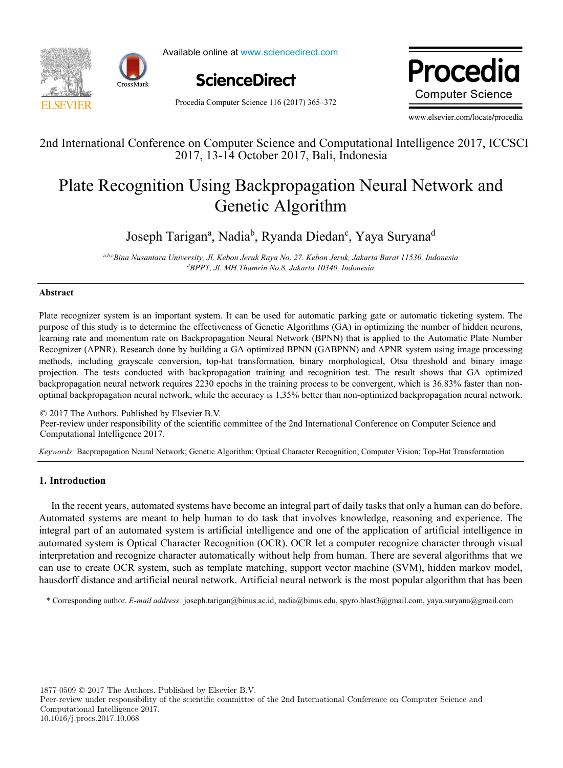2nd International Conference on Computer Science and Computational Intelligence 2017, ICCSCI 2017, 13-14 October 2017, Bali, Indonesia

# Plate Recognition Using Backpropagation Neural Network and Genetic Algorithm

Joseph Tarigan[a], Nadia[b], Ryanda Diedan[c], Yaya Suryana[d]

[a,b,c]*Bina Nusantara University, Jl. Kebon Jeruk Raya No. 27. Kebon Jeruk, Jakarta Barat 11530, Indonesia*
[d]*BPPT, Jl. MH.Thamrin No.8, Jakarta 10340, Indonesia*

---

**Abstract**

Plate recognizer system is an important system. It can be used for automatic parking gate or automatic ticketing system. The purpose of this study is to determine the effectiveness of Genetic Algorithms (GA) in optimizing the number of hidden neurons, learning rate and momentum rate on Backpropagation Neural Network (BPNN) that is applied to the Automatic Plate Number Recognizer (APNR). Research done by building a GA optimized BPNN (GABPNN) and APNR system using image processing methods, including grayscale conversion, top-hat transformation, binary morphological, Otsu threshold and binary image projection. The tests conducted with backpropagation training and recognition test. The result shows that GA optimized backpropagation neural network requires 2230 epochs in the training process to be convergent, which is 36.83% faster than non-optimal backpropagation neural network, while the accuracy is 1,35% better than non-optimized backpropagation neural network.

© 2017 The Authors. Published by Elsevier B.V.
Peer-review under responsibility of the scientific committee of the 2nd International Conference on Computer Science and Computational Intelligence 2017.

*Keywords:* Bacpropagation Neural Network; Genetic Algorithm; Optical Character Recognition; Computer Vision; Top-Hat Transformation

---

## 1. Introduction

In the recent years, automated systems have become an integral part of daily tasks that only a human can do before. Automated systems are meant to help human to do task that involves knowledge, reasoning and experience. The integral part of an automated system is artificial intelligence and one of the application of artificial intelligence in automated system is Optical Character Recognition (OCR). OCR let a computer recognize character through visual interpretation and recognize character automatically without help from human. There are several algorithms that we can use to create OCR system, such as template matching, support vector machine (SVM), hidden markov model, hausdorff distance and artificial neural network. Artificial neural network is the most popular algorithm that has been

* Corresponding author. *E-mail address:* joseph.tarigan@binus.ac.id, nadia@binus.edu, spyro.blast3@gmail.com, yaya.suryana@gmail.com

1877-0509 © 2017 The Authors. Published by Elsevier B.V.
Peer-review under responsibility of the scientific committee of the 2nd International Conference on Computer Science and Computational Intelligence 2017.
10.1016/j.procs.2017.10.068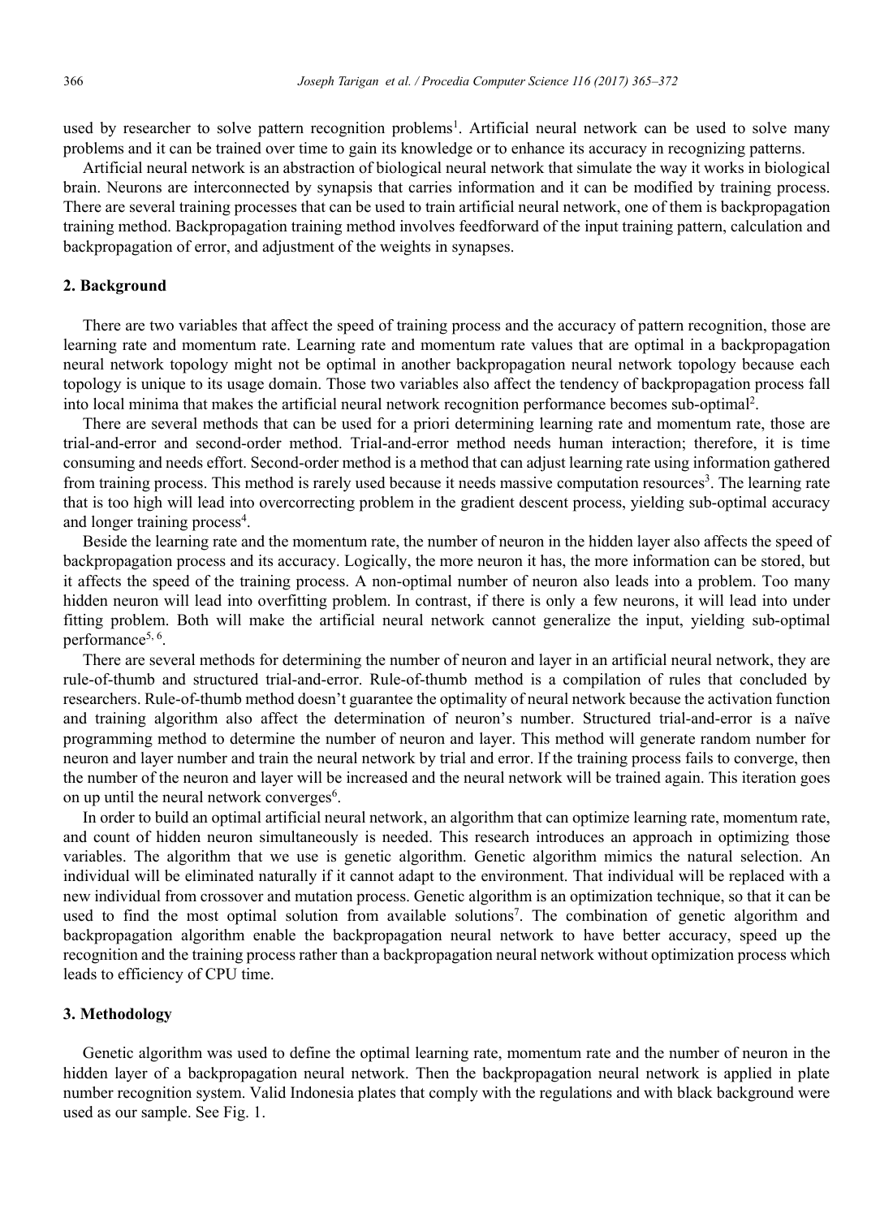used by researcher to solve pattern recognition problems[1]. Artificial neural network can be used to solve many problems and it can be trained over time to gain its knowledge or to enhance its accuracy in recognizing patterns.

Artificial neural network is an abstraction of biological neural network that simulate the way it works in biological brain. Neurons are interconnected by synapsis that carries information and it can be modified by training process. There are several training processes that can be used to train artificial neural network, one of them is backpropagation training method. Backpropagation training method involves feedforward of the input training pattern, calculation and backpropagation of error, and adjustment of the weights in synapses.

## 2. Background

There are two variables that affect the speed of training process and the accuracy of pattern recognition, those are learning rate and momentum rate. Learning rate and momentum rate values that are optimal in a backpropagation neural network topology might not be optimal in another backpropagation neural network topology because each topology is unique to its usage domain. Those two variables also affect the tendency of backpropagation process fall into local minima that makes the artificial neural network recognition performance becomes sub-optimal[2].

There are several methods that can be used for a priori determining learning rate and momentum rate, those are trial-and-error and second-order method. Trial-and-error method needs human interaction; therefore, it is time consuming and needs effort. Second-order method is a method that can adjust learning rate using information gathered from training process. This method is rarely used because it needs massive computation resources[3]. The learning rate that is too high will lead into overcorrecting problem in the gradient descent process, yielding sub-optimal accuracy and longer training process[4].

Beside the learning rate and the momentum rate, the number of neuron in the hidden layer also affects the speed of backpropagation process and its accuracy. Logically, the more neuron it has, the more information can be stored, but it affects the speed of the training process. A non-optimal number of neuron also leads into a problem. Too many hidden neuron will lead into overfitting problem. In contrast, if there is only a few neurons, it will lead into under fitting problem. Both will make the artificial neural network cannot generalize the input, yielding sub-optimal performance[5, 6].

There are several methods for determining the number of neuron and layer in an artificial neural network, they are rule-of-thumb and structured trial-and-error. Rule-of-thumb method is a compilation of rules that concluded by researchers. Rule-of-thumb method doesn't guarantee the optimality of neural network because the activation function and training algorithm also affect the determination of neuron's number. Structured trial-and-error is a naïve programming method to determine the number of neuron and layer. This method will generate random number for neuron and layer number and train the neural network by trial and error. If the training process fails to converge, then the number of the neuron and layer will be increased and the neural network will be trained again. This iteration goes on up until the neural network converges[6].

In order to build an optimal artificial neural network, an algorithm that can optimize learning rate, momentum rate, and count of hidden neuron simultaneously is needed. This research introduces an approach in optimizing those variables. The algorithm that we use is genetic algorithm. Genetic algorithm mimics the natural selection. An individual will be eliminated naturally if it cannot adapt to the environment. That individual will be replaced with a new individual from crossover and mutation process. Genetic algorithm is an optimization technique, so that it can be used to find the most optimal solution from available solutions[7]. The combination of genetic algorithm and backpropagation algorithm enable the backpropagation neural network to have better accuracy, speed up the recognition and the training process rather than a backpropagation neural network without optimization process which leads to efficiency of CPU time.

## 3. Methodology

Genetic algorithm was used to define the optimal learning rate, momentum rate and the number of neuron in the hidden layer of a backpropagation neural network. Then the backpropagation neural network is applied in plate number recognition system. Valid Indonesia plates that comply with the regulations and with black background were used as our sample. See Fig. 1.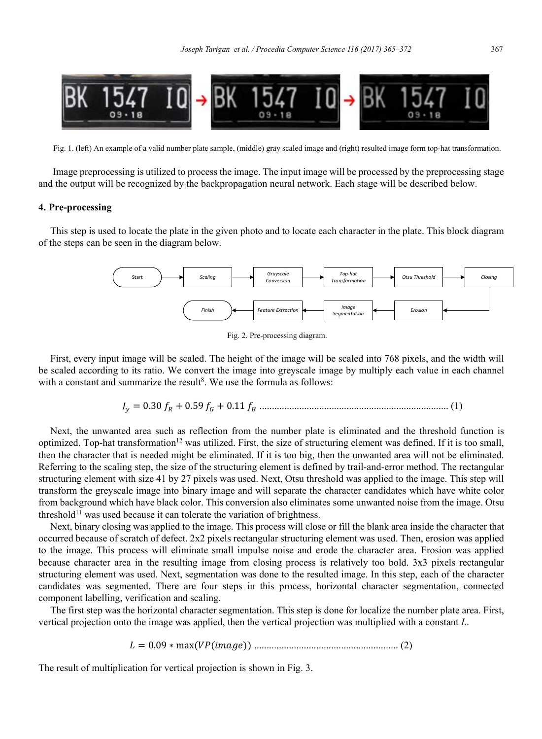Fig. 1. (left) An example of a valid number plate sample, (middle) gray scaled image and (right) resulted image form top-hat transformation.

Image preprocessing is utilized to process the image. The input image will be processed by the preprocessing stage and the output will be recognized by the backpropagation neural network. Each stage will be described below.

## 4. Pre-processing

This step is used to locate the plate in the given photo and to locate each character in the plate. This block diagram of the steps can be seen in the diagram below.

Fig. 2. Pre-processing diagram.

First, every input image will be scaled. The height of the image will be scaled into 768 pixels, and the width will be scaled according to its ratio. We convert the image into greyscale image by multiply each value in each channel with a constant and summarize the result[8]. We use the formula as follows:

$$I_y = 0.30\ f_R + 0.59\ f_G + 0.11\ f_B \quad (1)$$

Next, the unwanted area such as reflection from the number plate is eliminated and the threshold function is optimized. Top-hat transformation[12] was utilized. First, the size of structuring element was defined. If it is too small, then the character that is needed might be eliminated. If it is too big, then the unwanted area will not be eliminated. Referring to the scaling step, the size of the structuring element is defined by trail-and-error method. The rectangular structuring element with size 41 by 27 pixels was used. Next, Otsu threshold was applied to the image. This step will transform the greyscale image into binary image and will separate the character candidates which have white color from background which have black color. This conversion also eliminates some unwanted noise from the image. Otsu threshold[11] was used because it can tolerate the variation of brightness.

Next, binary closing was applied to the image. This process will close or fill the blank area inside the character that occurred because of scratch of defect. 2x2 pixels rectangular structuring element was used. Then, erosion was applied to the image. This process will eliminate small impulse noise and erode the character area. Erosion was applied because character area in the resulting image from closing process is relatively too bold. 3x3 pixels rectangular structuring element was used. Next, segmentation was done to the resulted image. In this step, each of the character candidates was segmented. There are four steps in this process, horizontal character segmentation, connected component labelling, verification and scaling.

The first step was the horizontal character segmentation. This step is done for localize the number plate area. First, vertical projection onto the image was applied, then the vertical projection was multiplied with a constant $L$.

$$L = 0.09 * \max(VP(image)) \quad (2)$$

The result of multiplication for vertical projection is shown in Fig. 3.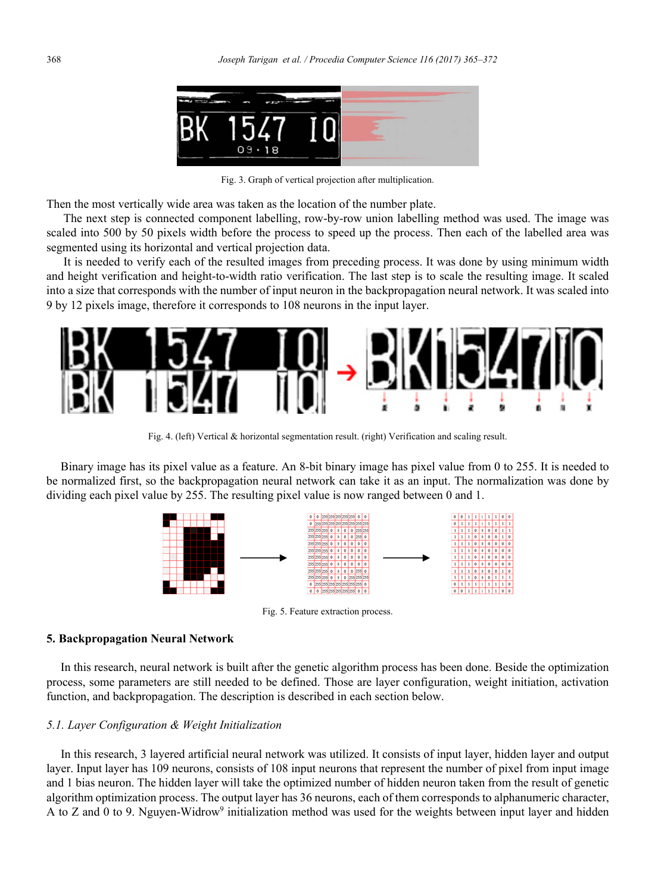Fig. 3. Graph of vertical projection after multiplication.

Then the most vertically wide area was taken as the location of the number plate.

The next step is connected component labelling, row-by-row union labelling method was used. The image was scaled into 500 by 50 pixels width before the process to speed up the process. Then each of the labelled area was segmented using its horizontal and vertical projection data.

It is needed to verify each of the resulted images from preceding process. It was done by using minimum width and height verification and height-to-width ratio verification. The last step is to scale the resulting image. It scaled into a size that corresponds with the number of input neuron in the backpropagation neural network. It was scaled into 9 by 12 pixels image, therefore it corresponds to 108 neurons in the input layer.

Fig. 4. (left) Vertical & horizontal segmentation result. (right) Verification and scaling result.

Binary image has its pixel value as a feature. An 8-bit binary image has pixel value from 0 to 255. It is needed to be normalized first, so the backpropagation neural network can take it as an input. The normalization was done by dividing each pixel value by 255. The resulting pixel value is now ranged between 0 and 1.

Fig. 5. Feature extraction process.

## 5. Backpropagation Neural Network

In this research, neural network is built after the genetic algorithm process has been done. Beside the optimization process, some parameters are still needed to be defined. Those are layer configuration, weight initiation, activation function, and backpropagation. The description is described in each section below.

### *5.1. Layer Configuration & Weight Initialization*

In this research, 3 layered artificial neural network was utilized. It consists of input layer, hidden layer and output layer. Input layer has 109 neurons, consists of 108 input neurons that represent the number of pixel from input image and 1 bias neuron. The hidden layer will take the optimized number of hidden neuron taken from the result of genetic algorithm optimization process. The output layer has 36 neurons, each of them corresponds to alphanumeric character, A to Z and 0 to 9. Nguyen-Widrow[9] initialization method was used for the weights between input layer and hidden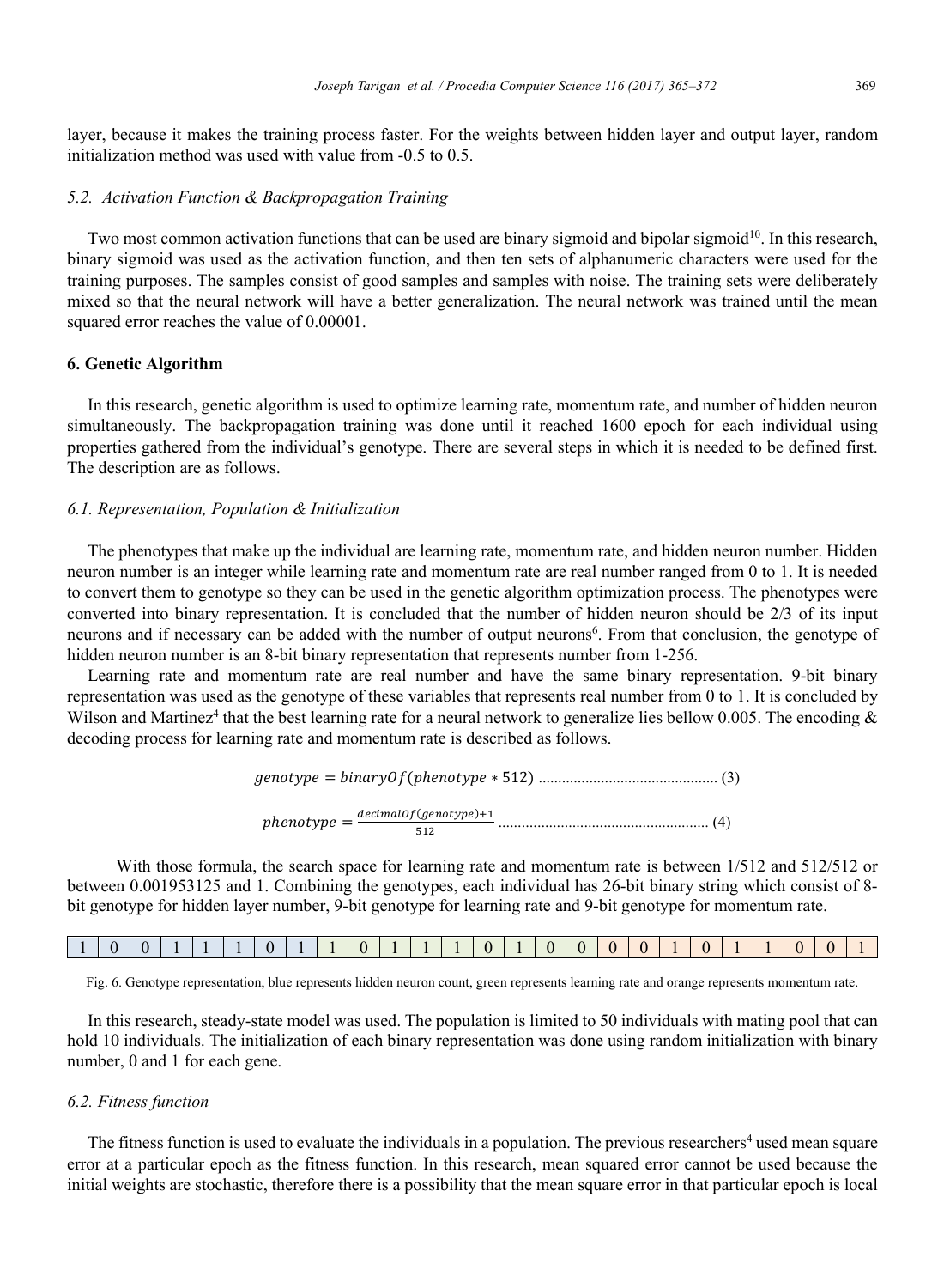layer, because it makes the training process faster. For the weights between hidden layer and output layer, random initialization method was used with value from -0.5 to 0.5.

### *5.2. Activation Function & Backpropagation Training*

Two most common activation functions that can be used are binary sigmoid and bipolar sigmoid[10]. In this research, binary sigmoid was used as the activation function, and then ten sets of alphanumeric characters were used for the training purposes. The samples consist of good samples and samples with noise. The training sets were deliberately mixed so that the neural network will have a better generalization. The neural network was trained until the mean squared error reaches the value of 0.00001.

## 6. Genetic Algorithm

In this research, genetic algorithm is used to optimize learning rate, momentum rate, and number of hidden neuron simultaneously. The backpropagation training was done until it reached 1600 epoch for each individual using properties gathered from the individual's genotype. There are several steps in which it is needed to be defined first. The description are as follows.

### *6.1. Representation, Population & Initialization*

The phenotypes that make up the individual are learning rate, momentum rate, and hidden neuron number. Hidden neuron number is an integer while learning rate and momentum rate are real number ranged from 0 to 1. It is needed to convert them to genotype so they can be used in the genetic algorithm optimization process. The phenotypes were converted into binary representation. It is concluded that the number of hidden neuron should be 2/3 of its input neurons and if necessary can be added with the number of output neurons[6]. From that conclusion, the genotype of hidden neuron number is an 8-bit binary representation that represents number from 1-256.

Learning rate and momentum rate are real number and have the same binary representation. 9-bit binary representation was used as the genotype of these variables that represents real number from 0 to 1. It is concluded by Wilson and Martinez[4] that the best learning rate for a neural network to generalize lies bellow 0.005. The encoding & decoding process for learning rate and momentum rate is described as follows.

$$genotype = binaryOf(phenotype * 512) \quad (3)$$

$$phenotype = \frac{decimalOf(genotype)+1}{512} \quad (4)$$

With those formula, the search space for learning rate and momentum rate is between 1/512 and 512/512 or between 0.001953125 and 1. Combining the genotypes, each individual has 26-bit binary string which consist of 8-bit genotype for hidden layer number, 9-bit genotype for learning rate and 9-bit genotype for momentum rate.

| 1 | 0 | 0 | 1 | 1 | 1 | 0 | 1 | 1 | 0 | 1 | 1 | 1 | 0 | 1 | 0 | 0 | 0 | 0 | 1 | 0 | 1 | 1 | 0 | 0 | 1 |
|---|---|---|---|---|---|---|---|---|---|---|---|---|---|---|---|---|---|---|---|---|---|---|---|---|---|

Fig. 6. Genotype representation, blue represents hidden neuron count, green represents learning rate and orange represents momentum rate.

In this research, steady-state model was used. The population is limited to 50 individuals with mating pool that can hold 10 individuals. The initialization of each binary representation was done using random initialization with binary number, 0 and 1 for each gene.

### *6.2. Fitness function*

The fitness function is used to evaluate the individuals in a population. The previous researchers[4] used mean square error at a particular epoch as the fitness function. In this research, mean squared error cannot be used because the initial weights are stochastic, therefore there is a possibility that the mean square error in that particular epoch is local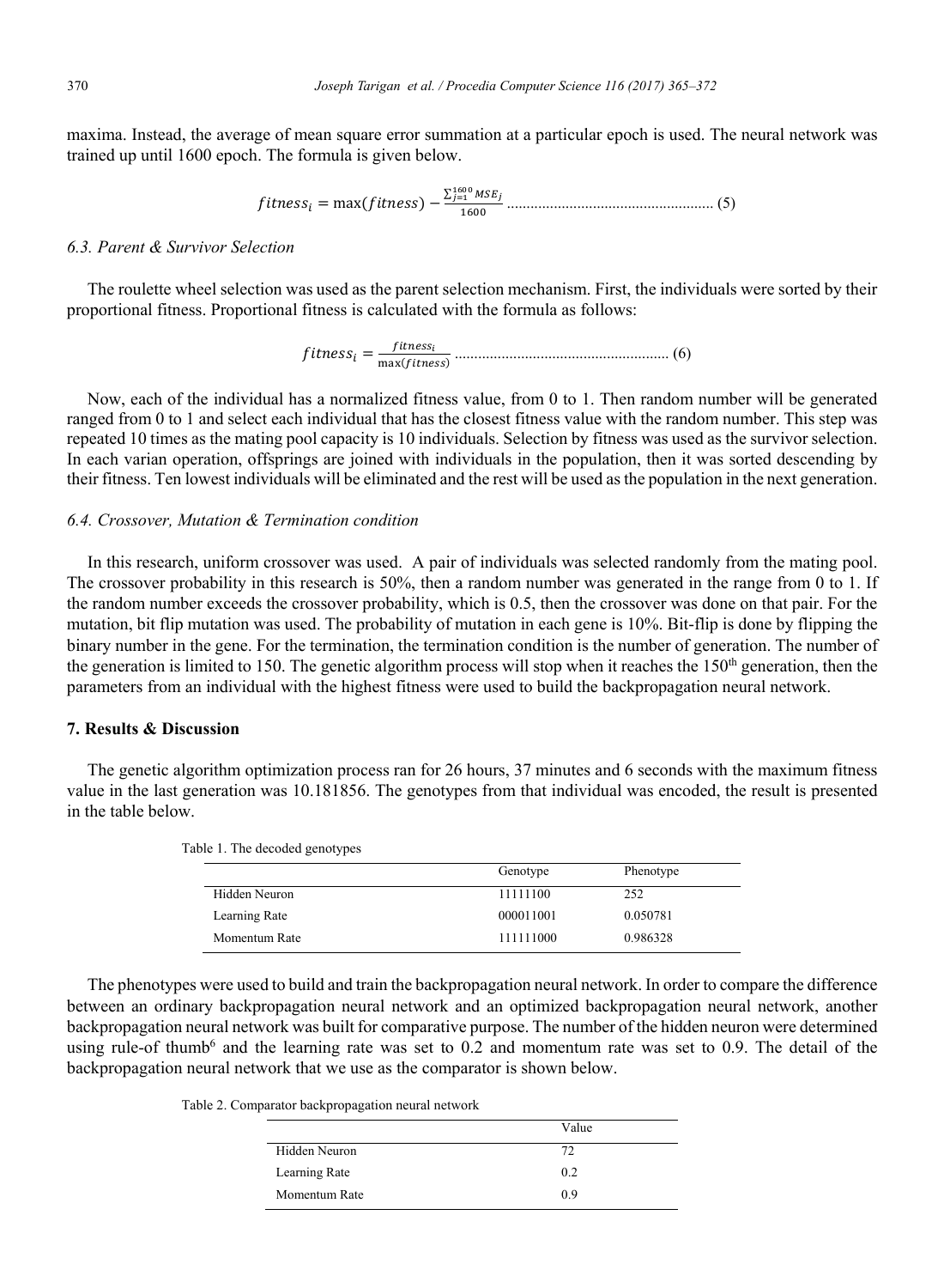maxima. Instead, the average of mean square error summation at a particular epoch is used. The neural network was trained up until 1600 epoch. The formula is given below.

$$fitness_i = \max(fitness) - \frac{\sum_{j=1}^{1600} MSE_j}{1600} \quad (5)$$

### 6.3. Parent & Survivor Selection

The roulette wheel selection was used as the parent selection mechanism. First, the individuals were sorted by their proportional fitness. Proportional fitness is calculated with the formula as follows:

$$fitness_i = \frac{fitness_i}{\max(fitness)} \quad (6)$$

Now, each of the individual has a normalized fitness value, from 0 to 1. Then random number will be generated ranged from 0 to 1 and select each individual that has the closest fitness value with the random number. This step was repeated 10 times as the mating pool capacity is 10 individuals. Selection by fitness was used as the survivor selection. In each varian operation, offsprings are joined with individuals in the population, then it was sorted descending by their fitness. Ten lowest individuals will be eliminated and the rest will be used as the population in the next generation.

### 6.4. Crossover, Mutation & Termination condition

In this research, uniform crossover was used. A pair of individuals was selected randomly from the mating pool. The crossover probability in this research is 50%, then a random number was generated in the range from 0 to 1. If the random number exceeds the crossover probability, which is 0.5, then the crossover was done on that pair. For the mutation, bit flip mutation was used. The probability of mutation in each gene is 10%. Bit-flip is done by flipping the binary number in the gene. For the termination, the termination condition is the number of generation. The number of the generation is limited to 150. The genetic algorithm process will stop when it reaches the 150th generation, then the parameters from an individual with the highest fitness were used to build the backpropagation neural network.

## 7. Results & Discussion

The genetic algorithm optimization process ran for 26 hours, 37 minutes and 6 seconds with the maximum fitness value in the last generation was 10.181856. The genotypes from that individual was encoded, the result is presented in the table below.

Table 1. The decoded genotypes

| | Genotype | Phenotype |
|---|---|---|
| Hidden Neuron | 11111100 | 252 |
| Learning Rate | 000011001 | 0.050781 |
| Momentum Rate | 111111000 | 0.986328 |

The phenotypes were used to build and train the backpropagation neural network. In order to compare the difference between an ordinary backpropagation neural network and an optimized backpropagation neural network, another backpropagation neural network was built for comparative purpose. The number of the hidden neuron were determined using rule-of thumb[6] and the learning rate was set to 0.2 and momentum rate was set to 0.9. The detail of the backpropagation neural network that we use as the comparator is shown below.

Table 2. Comparator backpropagation neural network

| | Value |
|---|---|
| Hidden Neuron | 72 |
| Learning Rate | 0.2 |
| Momentum Rate | 0.9 |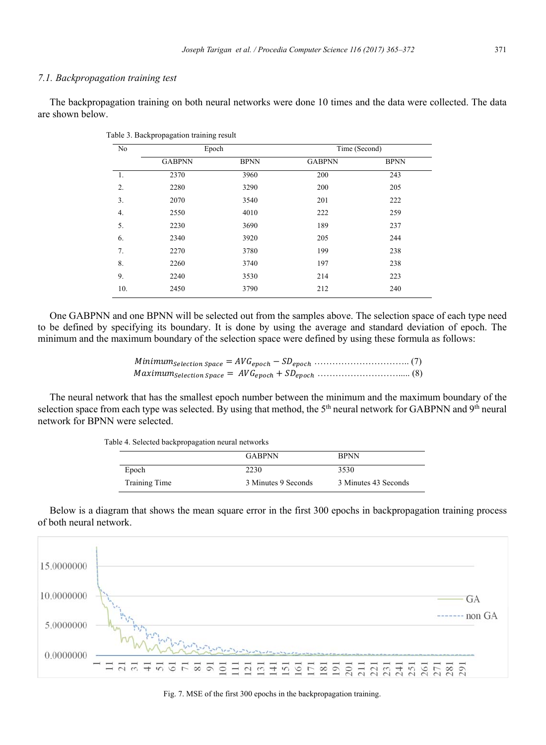### 7.1. Backpropagation training test

The backpropagation training on both neural networks were done 10 times and the data were collected. The data are shown below.

Table 3. Backpropagation training result

| No | Epoch | | Time (Second) | |
|---|---|---|---|---|
| | GABPNN | BPNN | GABPNN | BPNN |
| 1. | 2370 | 3960 | 200 | 243 |
| 2. | 2280 | 3290 | 200 | 205 |
| 3. | 2070 | 3540 | 201 | 222 |
| 4. | 2550 | 4010 | 222 | 259 |
| 5. | 2230 | 3690 | 189 | 237 |
| 6. | 2340 | 3920 | 205 | 244 |
| 7. | 2270 | 3780 | 199 | 238 |
| 8. | 2260 | 3740 | 197 | 238 |
| 9. | 2240 | 3530 | 214 | 223 |
| 10. | 2450 | 3790 | 212 | 240 |

One GABPNN and one BPNN will be selected out from the samples above. The selection space of each type need to be defined by specifying its boundary. It is done by using the average and standard deviation of epoch. The minimum and the maximum boundary of the selection space were defined by using these formula as follows:

$$Minimum_{Selection\ Space} = AVG_{epoch} - SD_{epoch} \quad (7)$$

$$Maximum_{Selection\ Space} = AVG_{epoch} + SD_{epoch} \quad (8)$$

The neural network that has the smallest epoch number between the minimum and the maximum boundary of the selection space from each type was selected. By using that method, the 5th neural network for GABPNN and 9th neural network for BPNN were selected.

Table 4. Selected backpropagation neural networks

| | GABPNN | BPNN |
|---|---|---|
| Epoch | 2230 | 3530 |
| Training Time | 3 Minutes 9 Seconds | 3 Minutes 43 Seconds |

Below is a diagram that shows the mean square error in the first 300 epochs in backpropagation training process of both neural network.

Fig. 7. MSE of the first 300 epochs in the backpropagation training.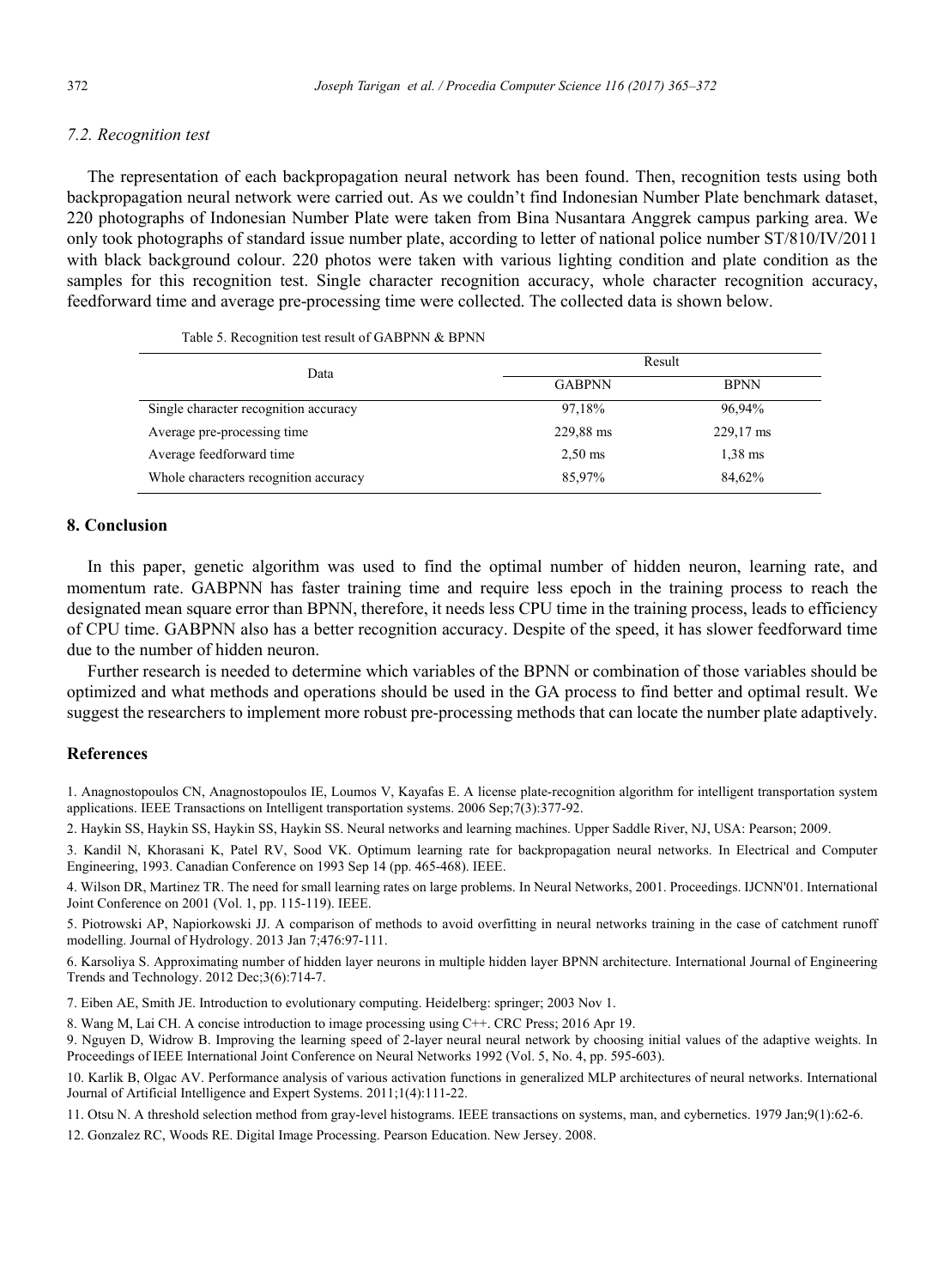### 7.2. Recognition test

The representation of each backpropagation neural network has been found. Then, recognition tests using both backpropagation neural network were carried out. As we couldn't find Indonesian Number Plate benchmark dataset, 220 photographs of Indonesian Number Plate were taken from Bina Nusantara Anggrek campus parking area. We only took photographs of standard issue number plate, according to letter of national police number ST/810/IV/2011 with black background colour. 220 photos were taken with various lighting condition and plate condition as the samples for this recognition test. Single character recognition accuracy, whole character recognition accuracy, feedforward time and average pre-processing time were collected. The collected data is shown below.

Table 5. Recognition test result of GABPNN & BPNN

| Data | Result | |
|---|---|---|
| | GABPNN | BPNN |
| Single character recognition accuracy | 97,18% | 96,94% |
| Average pre-processing time | 229,88 ms | 229,17 ms |
| Average feedforward time | 2,50 ms | 1,38 ms |
| Whole characters recognition accuracy | 85,97% | 84,62% |

## 8. Conclusion

In this paper, genetic algorithm was used to find the optimal number of hidden neuron, learning rate, and momentum rate. GABPNN has faster training time and require less epoch in the training process to reach the designated mean square error than BPNN, therefore, it needs less CPU time in the training process, leads to efficiency of CPU time. GABPNN also has a better recognition accuracy. Despite of the speed, it has slower feedforward time due to the number of hidden neuron.

Further research is needed to determine which variables of the BPNN or combination of those variables should be optimized and what methods and operations should be used in the GA process to find better and optimal result. We suggest the researchers to implement more robust pre-processing methods that can locate the number plate adaptively.

## References

1. Anagnostopoulos CN, Anagnostopoulos IE, Loumos V, Kayafas E. A license plate-recognition algorithm for intelligent transportation system applications. IEEE Transactions on Intelligent transportation systems. 2006 Sep;7(3):377-92.

2. Haykin SS, Haykin SS, Haykin SS, Haykin SS. Neural networks and learning machines. Upper Saddle River, NJ, USA: Pearson; 2009.

3. Kandil N, Khorasani K, Patel RV, Sood VK. Optimum learning rate for backpropagation neural networks. In Electrical and Computer Engineering, 1993. Canadian Conference on 1993 Sep 14 (pp. 465-468). IEEE.

4. Wilson DR, Martinez TR. The need for small learning rates on large problems. In Neural Networks, 2001. Proceedings. IJCNN'01. International Joint Conference on 2001 (Vol. 1, pp. 115-119). IEEE.

5. Piotrowski AP, Napiorkowski JJ. A comparison of methods to avoid overfitting in neural networks training in the case of catchment runoff modelling. Journal of Hydrology. 2013 Jan 7;476:97-111.

6. Karsoliya S. Approximating number of hidden layer neurons in multiple hidden layer BPNN architecture. International Journal of Engineering Trends and Technology. 2012 Dec;3(6):714-7.

7. Eiben AE, Smith JE. Introduction to evolutionary computing. Heidelberg: springer; 2003 Nov 1.

8. Wang M, Lai CH. A concise introduction to image processing using C++. CRC Press; 2016 Apr 19.

9. Nguyen D, Widrow B. Improving the learning speed of 2-layer neural network by choosing initial values of the adaptive weights. In Proceedings of IEEE International Joint Conference on Neural Networks 1992 (Vol. 5, No. 4, pp. 595-603).

10. Karlik B, Olgac AV. Performance analysis of various activation functions in generalized MLP architectures of neural networks. International Journal of Artificial Intelligence and Expert Systems. 2011;1(4):111-22.

11. Otsu N. A threshold selection method from gray-level histograms. IEEE transactions on systems, man, and cybernetics. 1979 Jan;9(1):62-6.

12. Gonzalez RC, Woods RE. Digital Image Processing. Pearson Education. New Jersey. 2008.